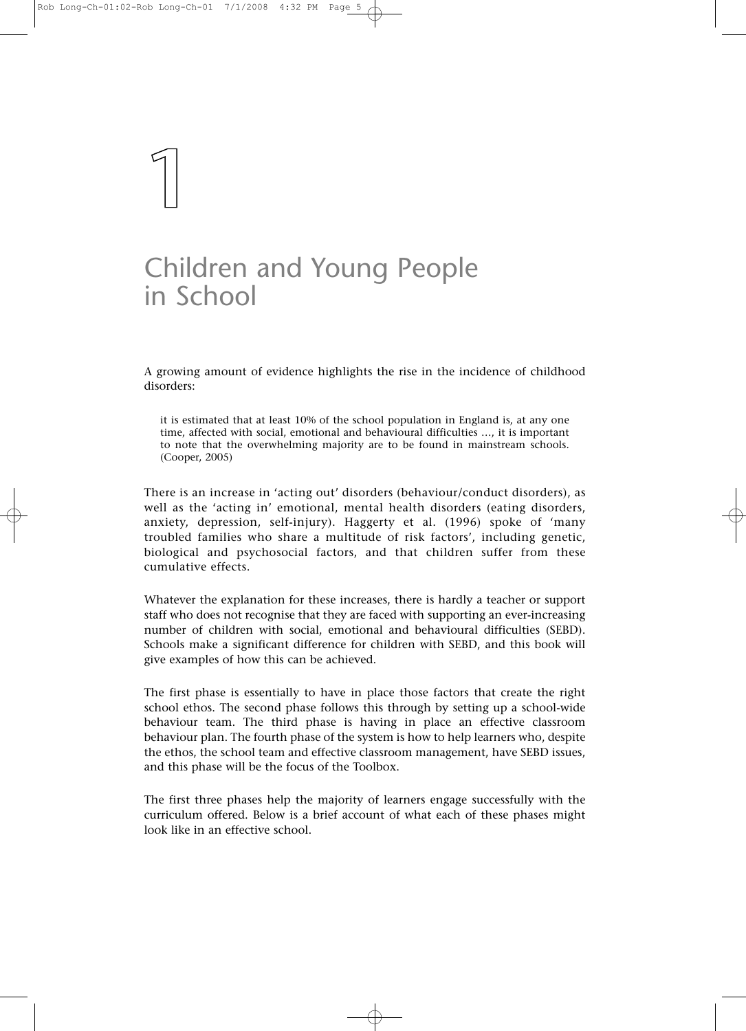# 1

# Children and Young People in School

A growing amount of evidence highlights the rise in the incidence of childhood disorders:

> it is estimated that at least 10% of the school population in England is, at any one time, affected with social, emotional and behavioural difficulties …, it is important to note that the overwhelming majority are to be found in mainstream schools. (Cooper, 2005)

There is an increase in 'acting out' disorders (behaviour/conduct disorders), as well as the 'acting in' emotional, mental health disorders (eating disorders, anxiety, depression, self-injury). Haggerty et al. (1996) spoke of 'many troubled families who share a multitude of risk factors', including genetic, biological and psychosocial factors, and that children suffer from these cumulative effects.

Whatever the explanation for these increases, there is hardly a teacher or support staff who does not recognise that they are faced with supporting an ever-increasing number of children with social, emotional and behavioural difficulties (SEBD). Schools make a significant difference for children with SEBD, and this book will give examples of how this can be achieved.

The first phase is essentially to have in place those factors that create the right school ethos. The second phase follows this through by setting up a school-wide behaviour team. The third phase is having in place an effective classroom behaviour plan. The fourth phase of the system is how to help learners who, despite the ethos, the school team and effective classroom management, have SEBD issues, and this phase will be the focus of the Toolbox.

The first three phases help the majority of learners engage successfully with the curriculum offered. Below is a brief account of what each of these phases might look like in an effective school.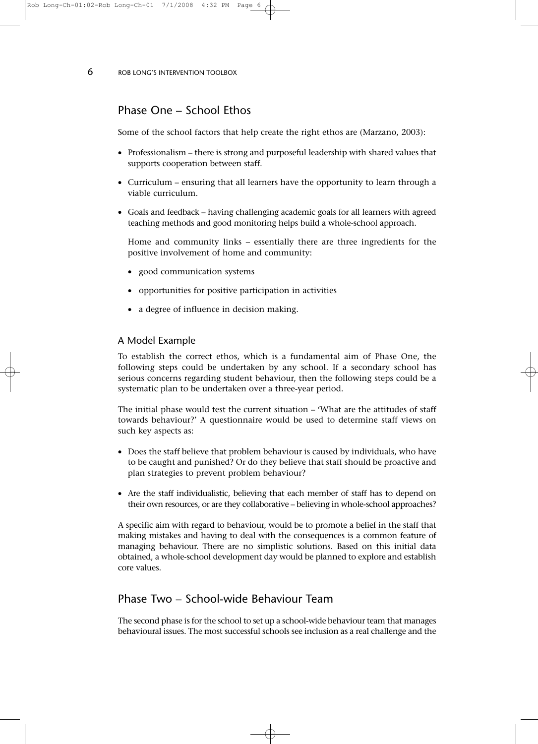## Phase One – School Ethos

Some of the school factors that help create the right ethos are (Marzano, 2003):

- Professionalism – there is strong and purposeful leadership with shared values that supports cooperation between staff.
- Curriculum – ensuring that all learners have the opportunity to learn through a viable curriculum.
- Goals and feedback – having challenging academic goals for all learners with agreed teaching methods and good monitoring helps build a whole-school approach.

  Home and community links – essentially there are three ingredients for the positive involvement of home and community:

  - good communication systems
  - opportunities for positive participation in activities
  - a degree of influence in decision making.

### A Model Example

To establish the correct ethos, which is a fundamental aim of Phase One, the following steps could be undertaken by any school. If a secondary school has serious concerns regarding student behaviour, then the following steps could be a systematic plan to be undertaken over a three-year period.

The initial phase would test the current situation – 'What are the attitudes of staff towards behaviour?' A questionnaire would be used to determine staff views on such key aspects as:

- Does the staff believe that problem behaviour is caused by individuals, who have to be caught and punished? Or do they believe that staff should be proactive and plan strategies to prevent problem behaviour?
- Are the staff individualistic, believing that each member of staff has to depend on their own resources, or are they collaborative – believing in whole-school approaches?

A specific aim with regard to behaviour, would be to promote a belief in the staff that making mistakes and having to deal with the consequences is a common feature of managing behaviour. There are no simplistic solutions. Based on this initial data obtained, a whole-school development day would be planned to explore and establish core values.

## Phase Two – School-wide Behaviour Team

The second phase is for the school to set up a school-wide behaviour team that manages behavioural issues. The most successful schools see inclusion as a real challenge and the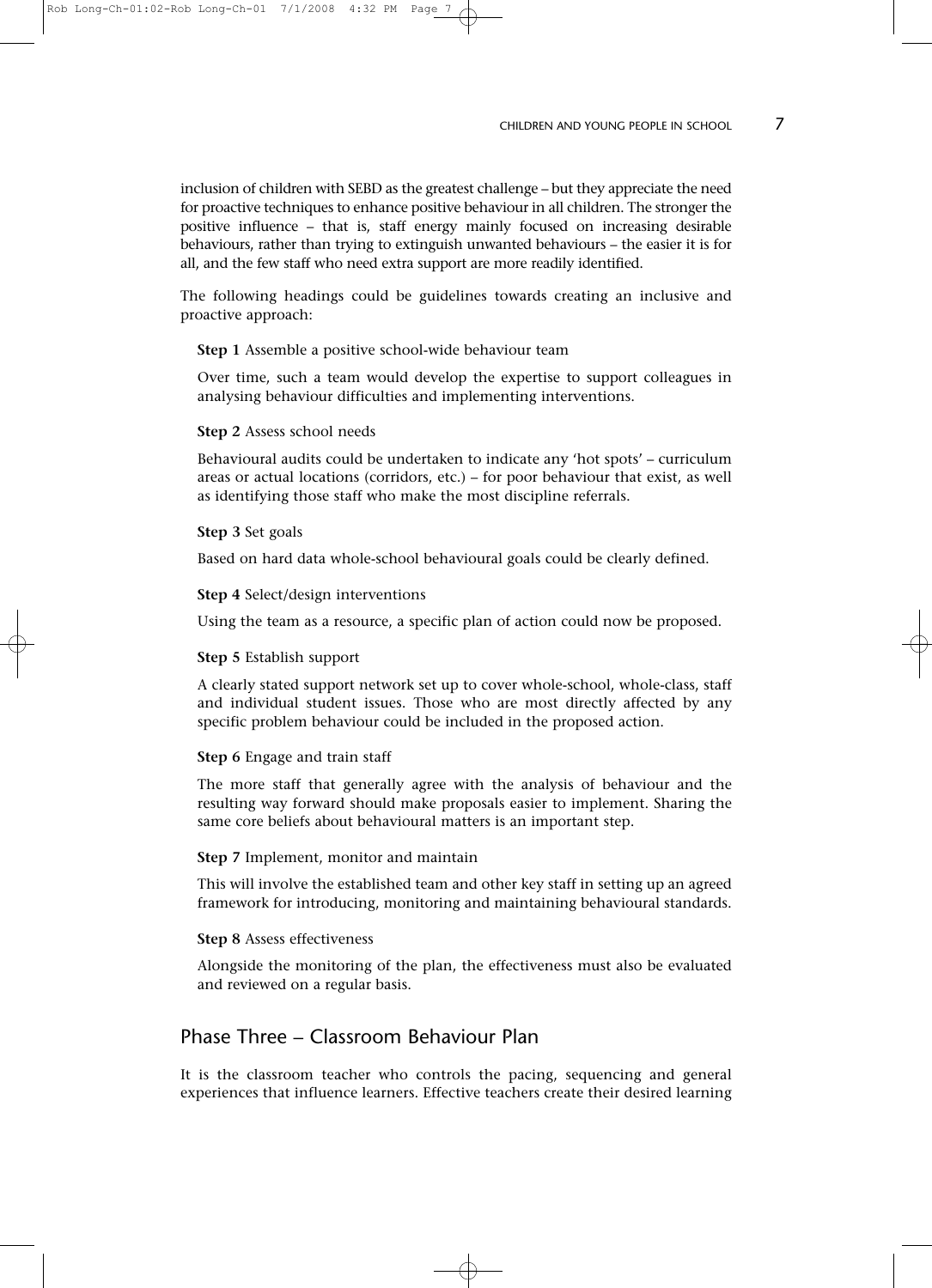inclusion of children with SEBD as the greatest challenge – but they appreciate the need for proactive techniques to enhance positive behaviour in all children. The stronger the positive influence – that is, staff energy mainly focused on increasing desirable behaviours, rather than trying to extinguish unwanted behaviours – the easier it is for all, and the few staff who need extra support are more readily identified.

The following headings could be guidelines towards creating an inclusive and proactive approach:

**Step 1** Assemble a positive school-wide behaviour team

Over time, such a team would develop the expertise to support colleagues in analysing behaviour difficulties and implementing interventions.

**Step 2** Assess school needs

Behavioural audits could be undertaken to indicate any 'hot spots' – curriculum areas or actual locations (corridors, etc.) – for poor behaviour that exist, as well as identifying those staff who make the most discipline referrals.

**Step 3** Set goals

Based on hard data whole-school behavioural goals could be clearly defined.

**Step 4** Select/design interventions

Using the team as a resource, a specific plan of action could now be proposed.

**Step 5** Establish support

A clearly stated support network set up to cover whole-school, whole-class, staff and individual student issues. Those who are most directly affected by any specific problem behaviour could be included in the proposed action.

**Step 6** Engage and train staff

The more staff that generally agree with the analysis of behaviour and the resulting way forward should make proposals easier to implement. Sharing the same core beliefs about behavioural matters is an important step.

**Step 7** Implement, monitor and maintain

This will involve the established team and other key staff in setting up an agreed framework for introducing, monitoring and maintaining behavioural standards.

**Step 8** Assess effectiveness

Alongside the monitoring of the plan, the effectiveness must also be evaluated and reviewed on a regular basis.

## Phase Three – Classroom Behaviour Plan

It is the classroom teacher who controls the pacing, sequencing and general experiences that influence learners. Effective teachers create their desired learning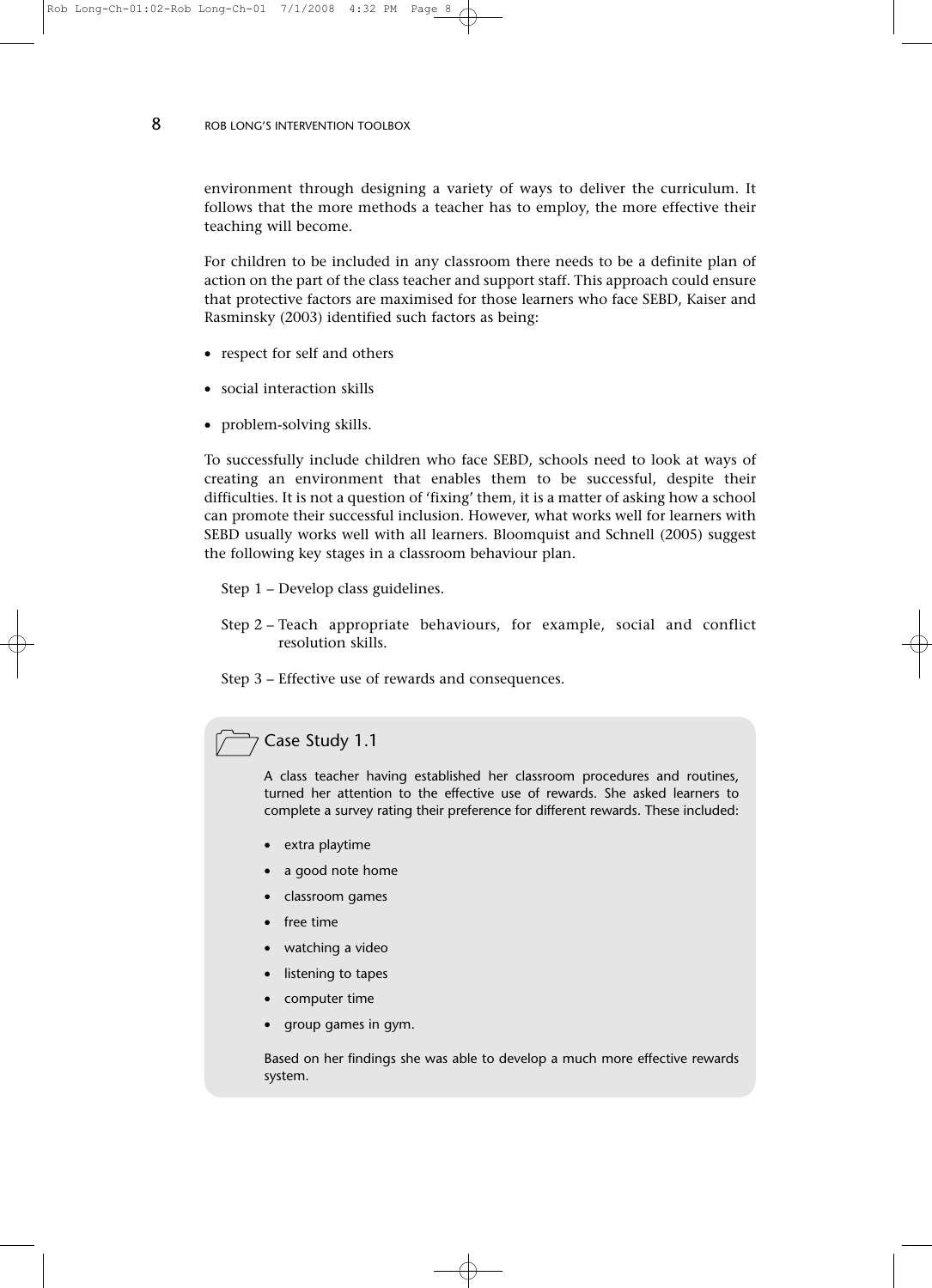environment through designing a variety of ways to deliver the curriculum. It follows that the more methods a teacher has to employ, the more effective their teaching will become.

For children to be included in any classroom there needs to be a definite plan of action on the part of the class teacher and support staff. This approach could ensure that protective factors are maximised for those learners who face SEBD, Kaiser and Rasminsky (2003) identified such factors as being:

- respect for self and others
- social interaction skills
- problem-solving skills.

To successfully include children who face SEBD, schools need to look at ways of creating an environment that enables them to be successful, despite their difficulties. It is not a question of 'fixing' them, it is a matter of asking how a school can promote their successful inclusion. However, what works well for learners with SEBD usually works well with all learners. Bloomquist and Schnell (2005) suggest the following key stages in a classroom behaviour plan.

Step 1 – Develop class guidelines.

Step 2 – Teach appropriate behaviours, for example, social and conflict resolution skills.

Step 3 – Effective use of rewards and consequences.

### Case Study 1.1

A class teacher having established her classroom procedures and routines, turned her attention to the effective use of rewards. She asked learners to complete a survey rating their preference for different rewards. These included:

- extra playtime
- a good note home
- classroom games
- free time
- watching a video
- listening to tapes
- computer time
- group games in gym.

Based on her findings she was able to develop a much more effective rewards system.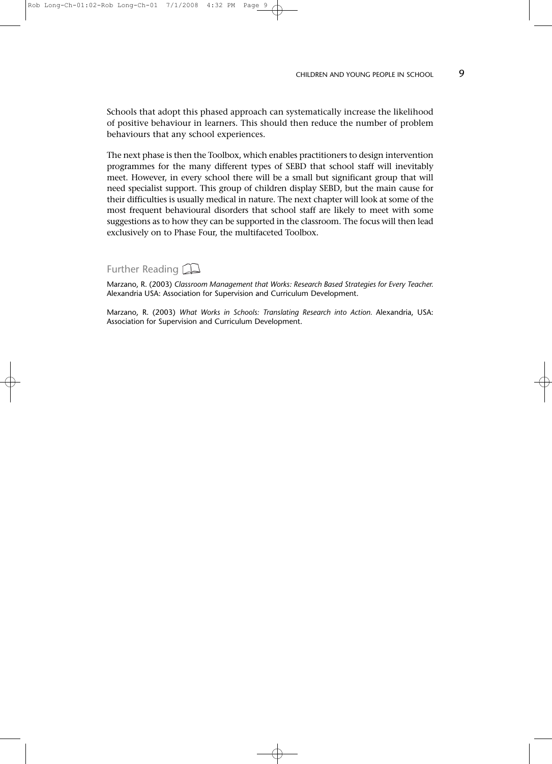Schools that adopt this phased approach can systematically increase the likelihood of positive behaviour in learners. This should then reduce the number of problem behaviours that any school experiences.

The next phase is then the Toolbox, which enables practitioners to design intervention programmes for the many different types of SEBD that school staff will inevitably meet. However, in every school there will be a small but significant group that will need specialist support. This group of children display SEBD, but the main cause for their difficulties is usually medical in nature. The next chapter will look at some of the most frequent behavioural disorders that school staff are likely to meet with some suggestions as to how they can be supported in the classroom. The focus will then lead exclusively on to Phase Four, the multifaceted Toolbox.

## Further Reading

Marzano, R. (2003) *Classroom Management that Works: Research Based Strategies for Every Teacher.* Alexandria USA: Association for Supervision and Curriculum Development.

Marzano, R. (2003) *What Works in Schools: Translating Research into Action.* Alexandria, USA: Association for Supervision and Curriculum Development.